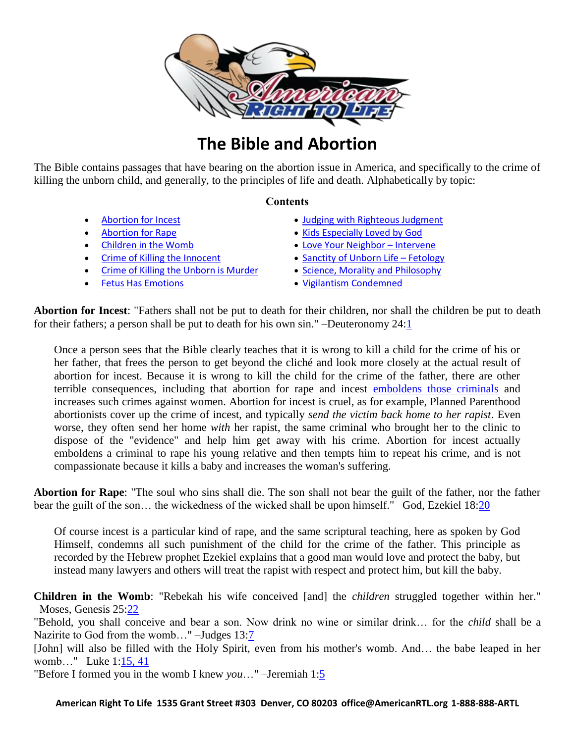# The Bible and Abortion

The Bible contains passages that have bearing on the abortion issue in America, and specifically to the crime of killing the unborn child, and generally, to the principles of life and death. Alphabetically by topic:

**Contents**

- Abortion for Incest
- Abortion for Rape
- Children in the Womb
- Crime of Killing the Innocent
- Crime of Killing the Unborn is Murder
- Fetus Has Emotions
- Judging with Righteous Judgment
- Kids Especially Loved by God
- Love Your Neighbor – Intervene
- Sanctity of Unborn Life – Fetology
- Science, Morality and Philosophy
- Vigilantism Condemned

**Abortion for Incest**: "Fathers shall not be put to death for their children, nor shall the children be put to death for their fathers; a person shall be put to death for his own sin." –Deuteronomy 24:1

> Once a person sees that the Bible clearly teaches that it is wrong to kill a child for the crime of his or her father, that frees the person to get beyond the cliché and look more closely at the actual result of abortion for incest. Because it is wrong to kill the child for the crime of the father, there are other terrible consequences, including that abortion for rape and incest emboldens those criminals and increases such crimes against women. Abortion for incest is cruel, as for example, Planned Parenthood abortionists cover up the crime of incest, and typically *send the victim back home to her rapist*. Even worse, they often send her home *with* her rapist, the same criminal who brought her to the clinic to dispose of the "evidence" and help him get away with his crime. Abortion for incest actually emboldens a criminal to rape his young relative and then tempts him to repeat his crime, and is not compassionate because it kills a baby and increases the woman's suffering.

**Abortion for Rape**: "The soul who sins shall die. The son shall not bear the guilt of the father, nor the father bear the guilt of the son… the wickedness of the wicked shall be upon himself." –God, Ezekiel 18:20

> Of course incest is a particular kind of rape, and the same scriptural teaching, here as spoken by God Himself, condemns all such punishment of the child for the crime of the father. This principle as recorded by the Hebrew prophet Ezekiel explains that a good man would love and protect the baby, but instead many lawyers and others will treat the rapist with respect and protect him, but kill the baby.

**Children in the Womb**: "Rebekah his wife conceived [and] the *children* struggled together within her." –Moses, Genesis 25:22

"Behold, you shall conceive and bear a son. Now drink no wine or similar drink… for the *child* shall be a Nazirite to God from the womb…" –Judges 13:7

[John] will also be filled with the Holy Spirit, even from his mother's womb. And… the babe leaped in her womb…" –Luke 1:15, 41

"Before I formed you in the womb I knew *you*…" –Jeremiah 1:5

American Right To Life 1535 Grant Street #303 Denver, CO 80203 office@AmericanRTL.org 1-888-888-ARTL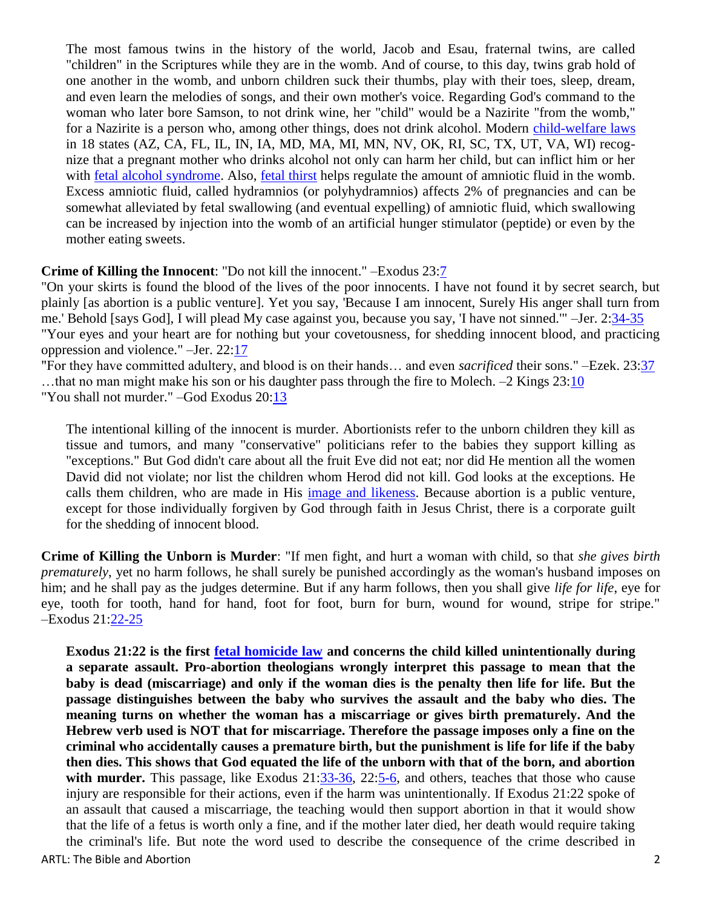The most famous twins in the history of the world, Jacob and Esau, fraternal twins, are called "children" in the Scriptures while they are in the womb. And of course, to this day, twins grab hold of one another in the womb, and unborn children suck their thumbs, play with their toes, sleep, dream, and even learn the melodies of songs, and their own mother's voice. Regarding God's command to the woman who later bore Samson, to not drink wine, her "child" would be a Nazirite "from the womb," for a Nazirite is a person who, among other things, does not drink alcohol. Modern child-welfare laws in 18 states (AZ, CA, FL, IL, IN, IA, MD, MA, MI, MN, NV, OK, RI, SC, TX, UT, VA, WI) recognize that a pregnant mother who drinks alcohol not only can harm her child, but can inflict him or her with fetal alcohol syndrome. Also, fetal thirst helps regulate the amount of amniotic fluid in the womb. Excess amniotic fluid, called hydramnios (or polyhydramnios) affects 2% of pregnancies and can be somewhat alleviated by fetal swallowing (and eventual expelling) of amniotic fluid, which swallowing can be increased by injection into the womb of an artificial hunger stimulator (peptide) or even by the mother eating sweets.

**Crime of Killing the Innocent**: "Do not kill the innocent." –Exodus 23:7
"On your skirts is found the blood of the lives of the poor innocents. I have not found it by secret search, but plainly [as abortion is a public venture]. Yet you say, 'Because I am innocent, Surely His anger shall turn from me.' Behold [says God], I will plead My case against you, because you say, 'I have not sinned.'" –Jer. 2:34-35
"Your eyes and your heart are for nothing but your covetousness, for shedding innocent blood, and practicing oppression and violence." –Jer. 22:17
"For they have committed adultery, and blood is on their hands… and even *sacrificed* their sons." –Ezek. 23:37
…that no man might make his son or his daughter pass through the fire to Molech. –2 Kings 23:10
"You shall not murder." –God Exodus 20:13

The intentional killing of the innocent is murder. Abortionists refer to the unborn children they kill as tissue and tumors, and many "conservative" politicians refer to the babies they support killing as "exceptions." But God didn't care about all the fruit Eve did not eat; nor did He mention all the women David did not violate; nor list the children whom Herod did not kill. God looks at the exceptions. He calls them children, who are made in His image and likeness. Because abortion is a public venture, except for those individually forgiven by God through faith in Jesus Christ, there is a corporate guilt for the shedding of innocent blood.

**Crime of Killing the Unborn is Murder**: "If men fight, and hurt a woman with child, so that *she gives birth prematurely*, yet no harm follows, he shall surely be punished accordingly as the woman's husband imposes on him; and he shall pay as the judges determine. But if any harm follows, then you shall give *life for life*, eye for eye, tooth for tooth, hand for hand, foot for foot, burn for burn, wound for wound, stripe for stripe." –Exodus 21:22-25

**Exodus 21:22 is the first fetal homicide law and concerns the child killed unintentionally during a separate assault. Pro-abortion theologians wrongly interpret this passage to mean that the baby is dead (miscarriage) and only if the woman dies is the penalty then life for life. But the passage distinguishes between the baby who survives the assault and the baby who dies. The meaning turns on whether the woman has a miscarriage or gives birth prematurely. And the Hebrew verb used is NOT that for miscarriage. Therefore the passage imposes only a fine on the criminal who accidentally causes a premature birth, but the punishment is life for life if the baby then dies. This shows that God equated the life of the unborn with that of the born, and abortion with murder.** This passage, like Exodus 21:33-36, 22:5-6, and others, teaches that those who cause injury are responsible for their actions, even if the harm was unintentionally. If Exodus 21:22 spoke of an assault that caused a miscarriage, the teaching would then support abortion in that it would show that the life of a fetus is worth only a fine, and if the mother later died, her death would require taking the criminal's life. But note the word used to describe the consequence of the crime described in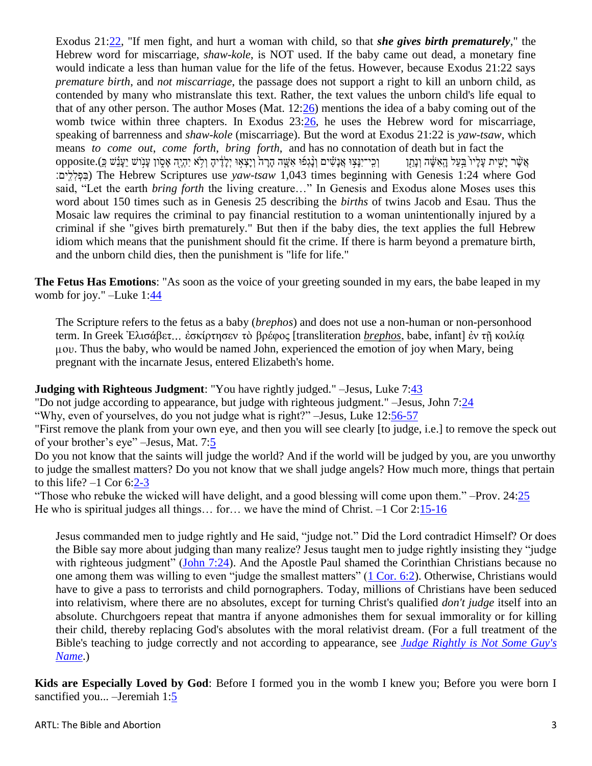Exodus 21:22, "If men fight, and hurt a woman with child, so that ***she gives birth prematurely***," the Hebrew word for miscarriage, *shaw-kole*, is NOT used. If the baby came out dead, a monetary fine would indicate a less than human value for the life of the fetus. However, because Exodus 21:22 says *premature birth*, and *not miscarriage*, the passage does not support a right to kill an unborn child, as contended by many who mistranslate this text. Rather, the text values the unborn child's life equal to that of any other person. The author Moses (Mat. 12:26) mentions the idea of a baby coming out of the womb twice within three chapters. In Exodus 23:26, he uses the Hebrew word for miscarriage, speaking of barrenness and *shaw-kole* (miscarriage). But the word at Exodus 21:22 is *yaw-tsaw*, which means *to come out*, *come forth*, *bring forth*, and has no connotation of death but in fact the opposite.(וְכִי־יִנָּצ֣וּ אֲנָשִׁ֗ים וְנָגְפ֞וּ אִשָּׁ֤ה הָרָה֙ וְיָצְא֣וּ יְלָדֶ֔יהָ וְלֹ֥א יִהְיֶ֖ה אָס֑וֹן עָנ֣וֹשׁ יֵעָנֵ֗שׁ כַּֽאֲשֶׁ֨ר יָשִׁ֤ית עָלָיו֙ בַּ֣עַל הָֽאִשָּׁ֔ה וְנָתַ֖ן בִּפְלִלִֽים׃) The Hebrew Scriptures use *yaw-tsaw* 1,043 times beginning with Genesis 1:24 where God said, "Let the earth *bring forth* the living creature…" In Genesis and Exodus alone Moses uses this word about 150 times such as in Genesis 25 describing the *births* of twins Jacob and Esau. Thus the Mosaic law requires the criminal to pay financial restitution to a woman unintentionally injured by a criminal if she "gives birth prematurely." But then if the baby dies, the text applies the full Hebrew idiom which means that the punishment should fit the crime. If there is harm beyond a premature birth, and the unborn child dies, then the punishment is "life for life."

**The Fetus Has Emotions**: "As soon as the voice of your greeting sounded in my ears, the babe leaped in my womb for joy." –Luke 1:44

The Scripture refers to the fetus as a baby (*brephos*) and does not use a non-human or non-personhood term. In Greek Ἐλισάβετ... ἐσκίρτησεν τὸ βρέφος [transliteration *brephos*, babe, infant] ἐν τῇ κοιλίᾳ μου. Thus the baby, who would be named John, experienced the emotion of joy when Mary, being pregnant with the incarnate Jesus, entered Elizabeth's home.

**Judging with Righteous Judgment**: "You have rightly judged." –Jesus, Luke 7:43
"Do not judge according to appearance, but judge with righteous judgment." –Jesus, John 7:24
"Why, even of yourselves, do you not judge what is right?" –Jesus, Luke 12:56-57
"First remove the plank from your own eye, and then you will see clearly [to judge, i.e.] to remove the speck out of your brother's eye" –Jesus, Mat. 7:5
Do you not know that the saints will judge the world? And if the world will be judged by you, are you unworthy to judge the smallest matters? Do you not know that we shall judge angels? How much more, things that pertain to this life? –1 Cor 6:2-3
"Those who rebuke the wicked will have delight, and a good blessing will come upon them." –Prov. 24:25
He who is spiritual judges all things… for… we have the mind of Christ. –1 Cor 2:15-16

Jesus commanded men to judge rightly and He said, "judge not." Did the Lord contradict Himself? Or does the Bible say more about judging than many realize? Jesus taught men to judge rightly insisting they "judge with righteous judgment" (John 7:24). And the Apostle Paul shamed the Corinthian Christians because no one among them was willing to even "judge the smallest matters" (1 Cor. 6:2). Otherwise, Christians would have to give a pass to terrorists and child pornographers. Today, millions of Christians have been seduced into relativism, where there are no absolutes, except for turning Christ's qualified *don't judge* itself into an absolute. Churchgoers repeat that mantra if anyone admonishes them for sexual immorality or for killing their child, thereby replacing God's absolutes with the moral relativist dream. (For a full treatment of the Bible's teaching to judge correctly and not according to appearance, see *Judge Rightly is Not Some Guy's Name*.)

**Kids are Especially Loved by God**: Before I formed you in the womb I knew you; Before you were born I sanctified you... –Jeremiah 1:5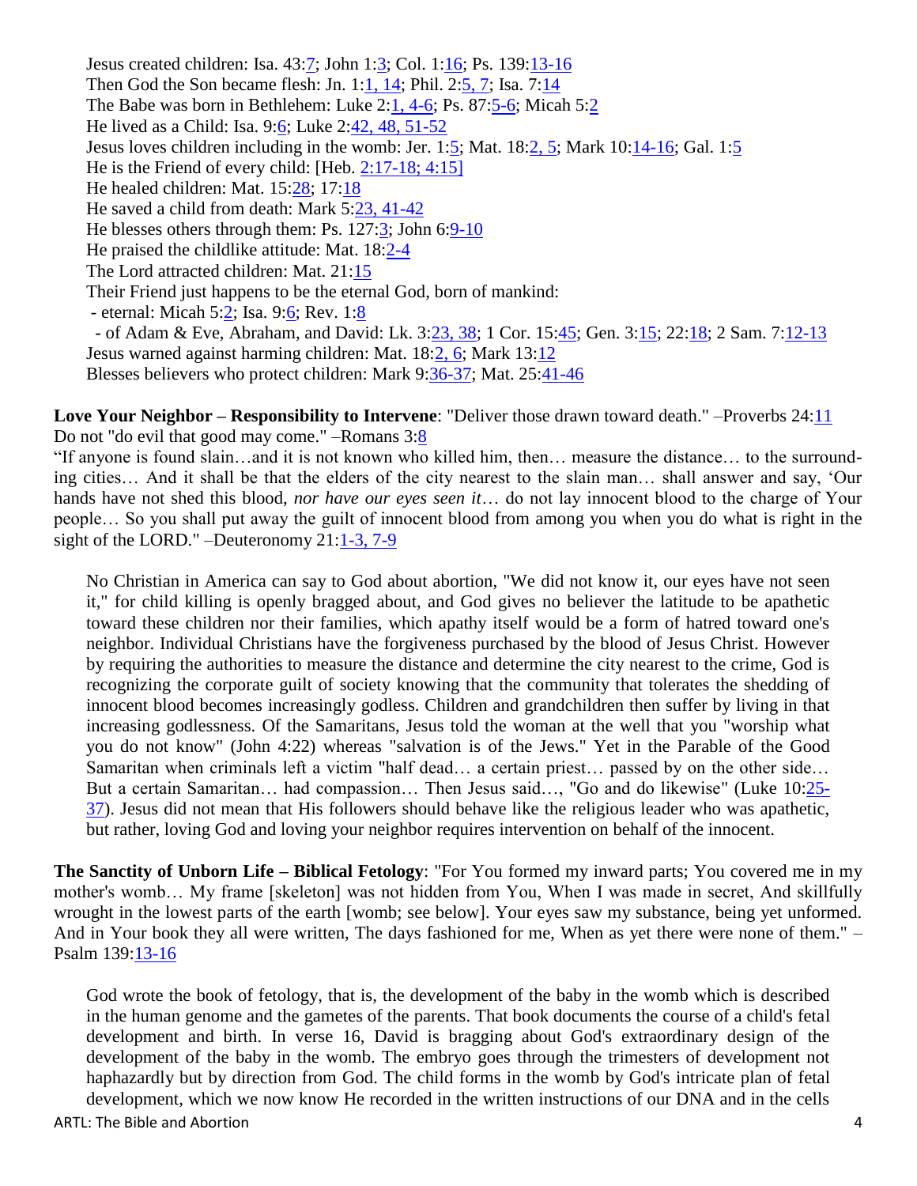Jesus created children: Isa. 43:7; John 1:3; Col. 1:16; Ps. 139:13-16
Then God the Son became flesh: Jn. 1:1, 14; Phil. 2:5, 7; Isa. 7:14
The Babe was born in Bethlehem: Luke 2:1, 4-6; Ps. 87:5-6; Micah 5:2
He lived as a Child: Isa. 9:6; Luke 2:42, 48, 51-52
Jesus loves children including in the womb: Jer. 1:5; Mat. 18:2, 5; Mark 10:14-16; Gal. 1:5
He is the Friend of every child: [Heb. 2:17-18; 4:15]
He healed children: Mat. 15:28; 17:18
He saved a child from death: Mark 5:23, 41-42
He blesses others through them: Ps. 127:3; John 6:9-10
He praised the childlike attitude: Mat. 18:2-4
The Lord attracted children: Mat. 21:15
Their Friend just happens to be the eternal God, born of mankind:
- eternal: Micah 5:2; Isa. 9:6; Rev. 1:8
- of Adam & Eve, Abraham, and David: Lk. 3:23, 38; 1 Cor. 15:45; Gen. 3:15; 22:18; 2 Sam. 7:12-13

Jesus warned against harming children: Mat. 18:2, 6; Mark 13:12
Blesses believers who protect children: Mark 9:36-37; Mat. 25:41-46

**Love Your Neighbor – Responsibility to Intervene**: "Deliver those drawn toward death." –Proverbs 24:11
Do not "do evil that good may come." –Romans 3:8
"If anyone is found slain…and it is not known who killed him, then… measure the distance… to the surrounding cities… And it shall be that the elders of the city nearest to the slain man… shall answer and say, 'Our hands have not shed this blood, *nor have our eyes seen it*… do not lay innocent blood to the charge of Your people… So you shall put away the guilt of innocent blood from among you when you do what is right in the sight of the LORD." –Deuteronomy 21:1-3, 7-9

> No Christian in America can say to God about abortion, "We did not know it, our eyes have not seen it," for child killing is openly bragged about, and God gives no believer the latitude to be apathetic toward these children nor their families, which apathy itself would be a form of hatred toward one's neighbor. Individual Christians have the forgiveness purchased by the blood of Jesus Christ. However by requiring the authorities to measure the distance and determine the city nearest to the crime, God is recognizing the corporate guilt of society knowing that the community that tolerates the shedding of innocent blood becomes increasingly godless. Children and grandchildren then suffer by living in that increasing godlessness. Of the Samaritans, Jesus told the woman at the well that you "worship what you do not know" (John 4:22) whereas "salvation is of the Jews." Yet in the Parable of the Good Samaritan when criminals left a victim "half dead… a certain priest… passed by on the other side… But a certain Samaritan… had compassion… Then Jesus said…, "Go and do likewise" (Luke 10:25-37). Jesus did not mean that His followers should behave like the religious leader who was apathetic, but rather, loving God and loving your neighbor requires intervention on behalf of the innocent.

**The Sanctity of Unborn Life – Biblical Fetology**: "For You formed my inward parts; You covered me in my mother's womb… My frame [skeleton] was not hidden from You, When I was made in secret, And skillfully wrought in the lowest parts of the earth [womb; see below]. Your eyes saw my substance, being yet unformed. And in Your book they all were written, The days fashioned for me, When as yet there were none of them." –Psalm 139:13-16

> God wrote the book of fetology, that is, the development of the baby in the womb which is described in the human genome and the gametes of the parents. That book documents the course of a child's fetal development and birth. In verse 16, David is bragging about God's extraordinary design of the development of the baby in the womb. The embryo goes through the trimesters of development not haphazardly but by direction from God. The child forms in the womb by God's intricate plan of fetal development, which we now know He recorded in the written instructions of our DNA and in the cells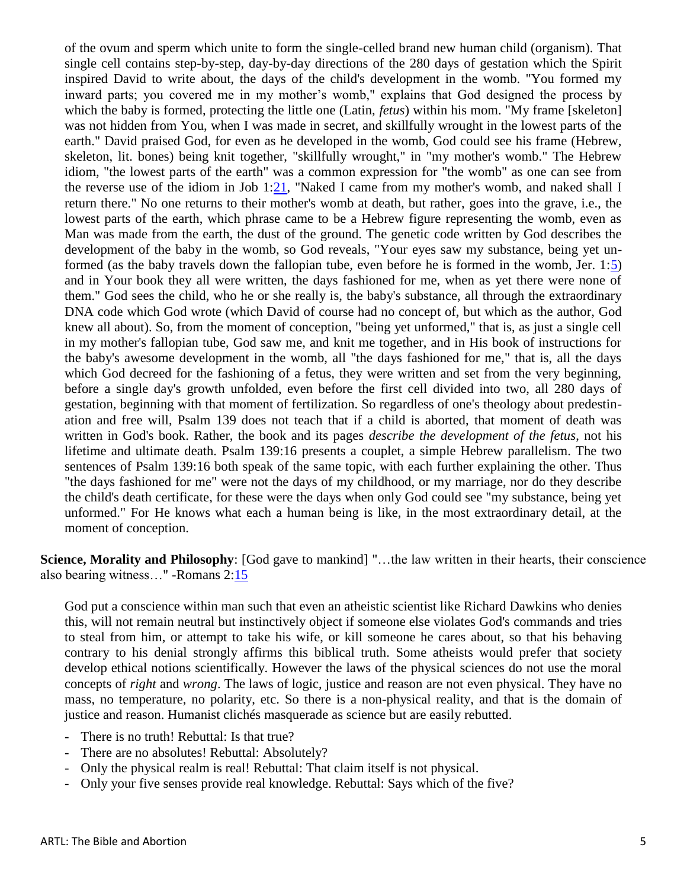of the ovum and sperm which unite to form the single-celled brand new human child (organism). That single cell contains step-by-step, day-by-day directions of the 280 days of gestation which the Spirit inspired David to write about, the days of the child's development in the womb. "You formed my inward parts; you covered me in my mother's womb," explains that God designed the process by which the baby is formed, protecting the little one (Latin, *fetus*) within his mom. "My frame [skeleton] was not hidden from You, when I was made in secret, and skillfully wrought in the lowest parts of the earth." David praised God, for even as he developed in the womb, God could see his frame (Hebrew, skeleton, lit. bones) being knit together, "skillfully wrought," in "my mother's womb." The Hebrew idiom, "the lowest parts of the earth" was a common expression for "the womb" as one can see from the reverse use of the idiom in Job 1:21, "Naked I came from my mother's womb, and naked shall I return there." No one returns to their mother's womb at death, but rather, goes into the grave, i.e., the lowest parts of the earth, which phrase came to be a Hebrew figure representing the womb, even as Man was made from the earth, the dust of the ground. The genetic code written by God describes the development of the baby in the womb, so God reveals, "Your eyes saw my substance, being yet unformed (as the baby travels down the fallopian tube, even before he is formed in the womb, Jer. 1:5) and in Your book they all were written, the days fashioned for me, when as yet there were none of them." God sees the child, who he or she really is, the baby's substance, all through the extraordinary DNA code which God wrote (which David of course had no concept of, but which as the author, God knew all about). So, from the moment of conception, "being yet unformed," that is, as just a single cell in my mother's fallopian tube, God saw me, and knit me together, and in His book of instructions for the baby's awesome development in the womb, all "the days fashioned for me," that is, all the days which God decreed for the fashioning of a fetus, they were written and set from the very beginning, before a single day's growth unfolded, even before the first cell divided into two, all 280 days of gestation, beginning with that moment of fertilization. So regardless of one's theology about predestination and free will, Psalm 139 does not teach that if a child is aborted, that moment of death was written in God's book. Rather, the book and its pages *describe the development of the fetus*, not his lifetime and ultimate death. Psalm 139:16 presents a couplet, a simple Hebrew parallelism. The two sentences of Psalm 139:16 both speak of the same topic, with each further explaining the other. Thus "the days fashioned for me" were not the days of my childhood, or my marriage, nor do they describe the child's death certificate, for these were the days when only God could see "my substance, being yet unformed." For He knows what each a human being is like, in the most extraordinary detail, at the moment of conception.

**Science, Morality and Philosophy**: [God gave to mankind] "…the law written in their hearts, their conscience also bearing witness…" -Romans 2:15

God put a conscience within man such that even an atheistic scientist like Richard Dawkins who denies this, will not remain neutral but instinctively object if someone else violates God's commands and tries to steal from him, or attempt to take his wife, or kill someone he cares about, so that his behaving contrary to his denial strongly affirms this biblical truth. Some atheists would prefer that society develop ethical notions scientifically. However the laws of the physical sciences do not use the moral concepts of *right* and *wrong*. The laws of logic, justice and reason are not even physical. They have no mass, no temperature, no polarity, etc. So there is a non-physical reality, and that is the domain of justice and reason. Humanist clichés masquerade as science but are easily rebutted.

- There is no truth! Rebuttal: Is that true?
- There are no absolutes! Rebuttal: Absolutely?
- Only the physical realm is real! Rebuttal: That claim itself is not physical.
- Only your five senses provide real knowledge. Rebuttal: Says which of the five?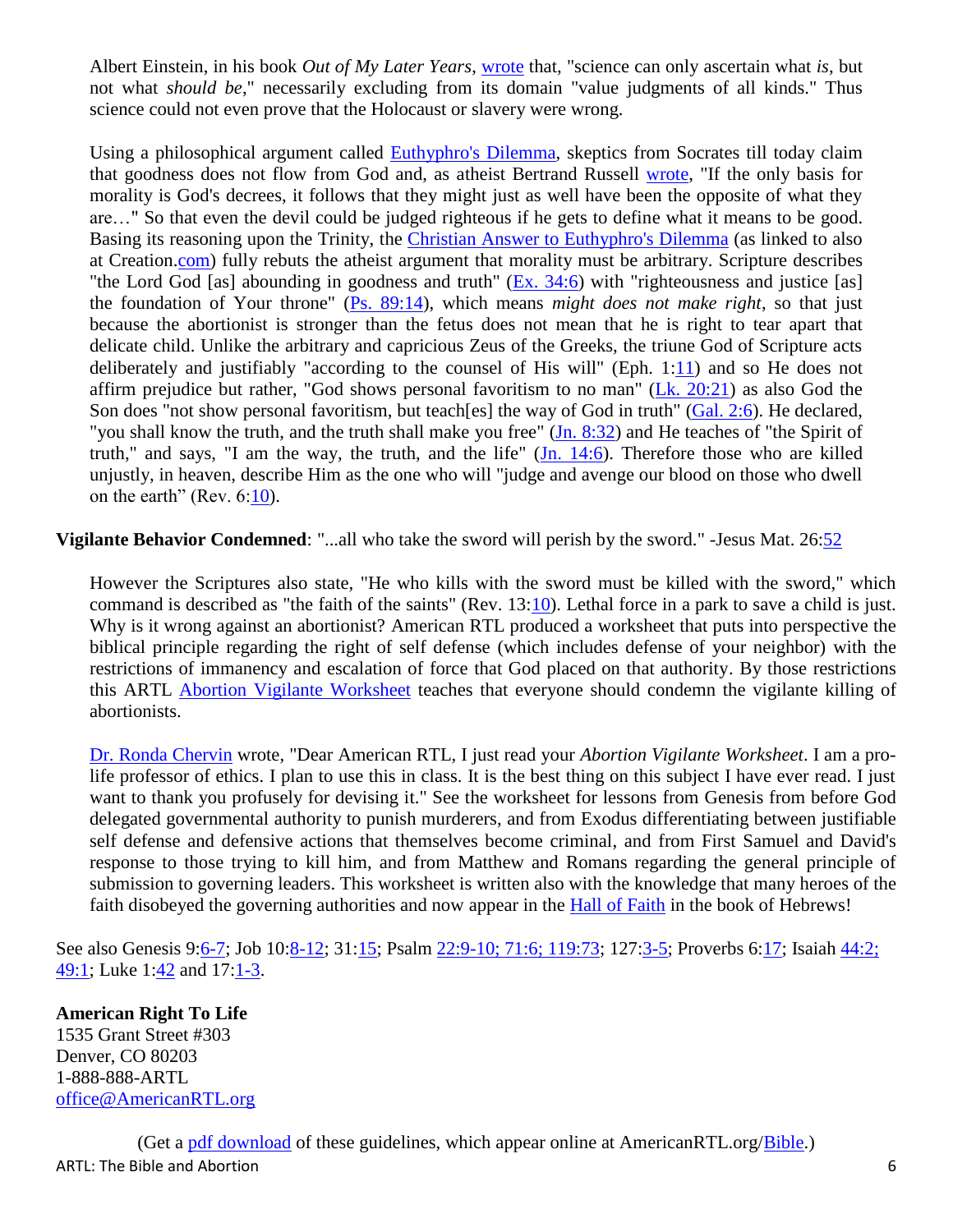Albert Einstein, in his book *Out of My Later Years*, wrote that, "science can only ascertain what *is*, but not what *should be*," necessarily excluding from its domain "value judgments of all kinds." Thus science could not even prove that the Holocaust or slavery were wrong.

Using a philosophical argument called Euthyphro's Dilemma, skeptics from Socrates till today claim that goodness does not flow from God and, as atheist Bertrand Russell wrote, "If the only basis for morality is God's decrees, it follows that they might just as well have been the opposite of what they are…" So that even the devil could be judged righteous if he gets to define what it means to be good. Basing its reasoning upon the Trinity, the Christian Answer to Euthyphro's Dilemma (as linked to also at Creation.com) fully rebuts the atheist argument that morality must be arbitrary. Scripture describes "the Lord God [as] abounding in goodness and truth" (Ex. 34:6) with "righteousness and justice [as] the foundation of Your throne" (Ps. 89:14), which means *might does not make right*, so that just because the abortionist is stronger than the fetus does not mean that he is right to tear apart that delicate child. Unlike the arbitrary and capricious Zeus of the Greeks, the triune God of Scripture acts deliberately and justifiably "according to the counsel of His will" (Eph. 1:11) and so He does not affirm prejudice but rather, "God shows personal favoritism to no man" (Lk. 20:21) as also God the Son does "not show personal favoritism, but teach[es] the way of God in truth" (Gal. 2:6). He declared, "you shall know the truth, and the truth shall make you free" (Jn. 8:32) and He teaches of "the Spirit of truth," and says, "I am the way, the truth, and the life" (Jn. 14:6). Therefore those who are killed unjustly, in heaven, describe Him as the one who will "judge and avenge our blood on those who dwell on the earth" (Rev. 6:10).

**Vigilante Behavior Condemned**: "...all who take the sword will perish by the sword." -Jesus Mat. 26:52

However the Scriptures also state, "He who kills with the sword must be killed with the sword," which command is described as "the faith of the saints" (Rev. 13:10). Lethal force in a park to save a child is just. Why is it wrong against an abortionist? American RTL produced a worksheet that puts into perspective the biblical principle regarding the right of self defense (which includes defense of your neighbor) with the restrictions of immanency and escalation of force that God placed on that authority. By those restrictions this ARTL Abortion Vigilante Worksheet teaches that everyone should condemn the vigilante killing of abortionists.

Dr. Ronda Chervin wrote, "Dear American RTL, I just read your *Abortion Vigilante Worksheet*. I am a pro-life professor of ethics. I plan to use this in class. It is the best thing on this subject I have ever read. I just want to thank you profusely for devising it." See the worksheet for lessons from Genesis from before God delegated governmental authority to punish murderers, and from Exodus differentiating between justifiable self defense and defensive actions that themselves become criminal, and from First Samuel and David's response to those trying to kill him, and from Matthew and Romans regarding the general principle of submission to governing leaders. This worksheet is written also with the knowledge that many heroes of the faith disobeyed the governing authorities and now appear in the Hall of Faith in the book of Hebrews!

See also Genesis 9:6-7; Job 10:8-12; 31:15; Psalm 22:9-10; 71:6; 119:73; 127:3-5; Proverbs 6:17; Isaiah 44:2; 49:1; Luke 1:42 and 17:1-3.

**American Right To Life**
1535 Grant Street #303
Denver, CO 80203
1-888-888-ARTL
office@AmericanRTL.org

(Get a pdf download of these guidelines, which appear online at AmericanRTL.org/Bible.)